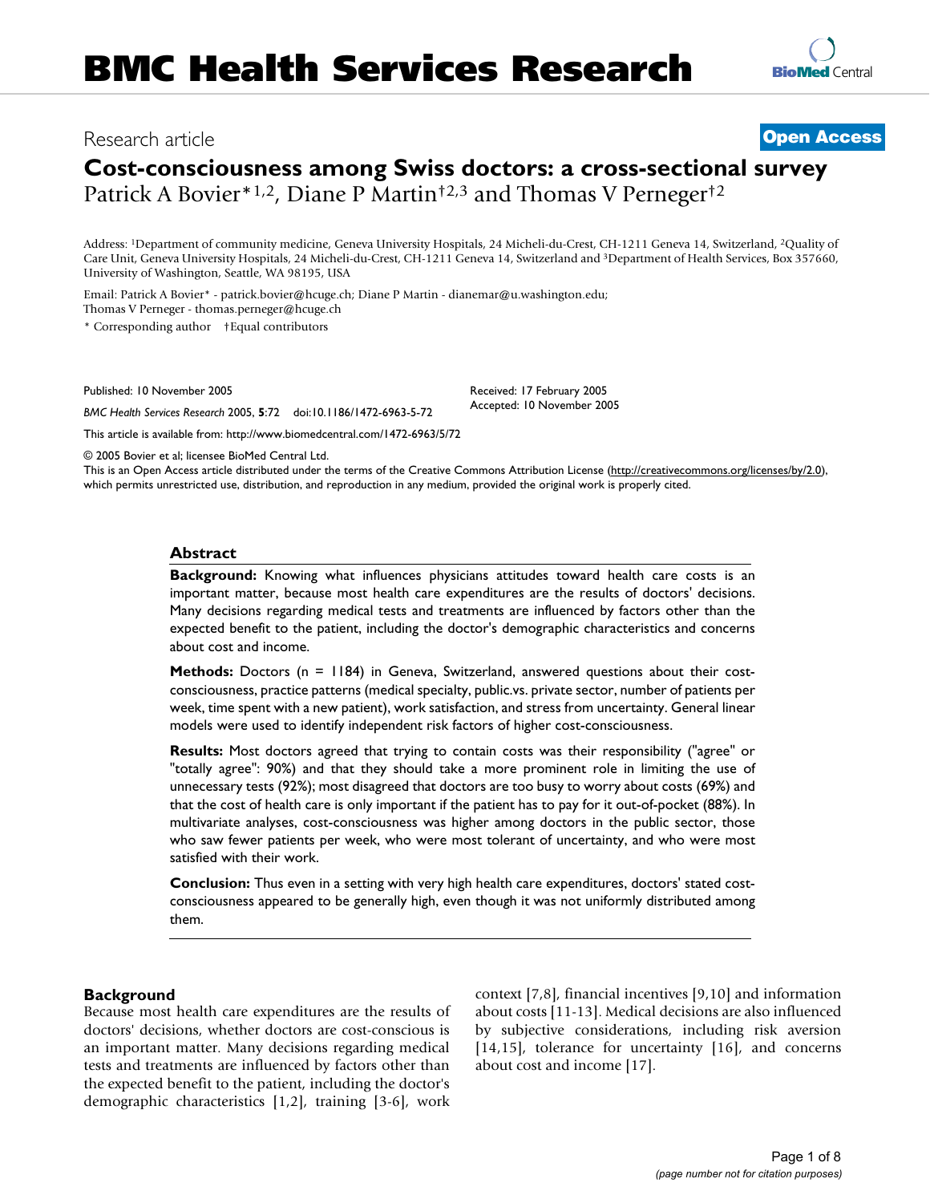Research article

**Open Access**

# Cost-consciousness among Swiss doctors: a cross-sectional survey

Patrick A Bovier*[1,2], Diane P Martin†[2,3] and Thomas V Perneger†[2]

Address: [1]Department of community medicine, Geneva University Hospitals, 24 Micheli-du-Crest, CH-1211 Geneva 14, Switzerland, [2]Quality of Care Unit, Geneva University Hospitals, 24 Micheli-du-Crest, CH-1211 Geneva 14, Switzerland and [3]Department of Health Services, Box 357660, University of Washington, Seattle, WA 98195, USA

Email: Patrick A Bovier* - patrick.bovier@hcuge.ch; Diane P Martin - dianemar@u.washington.edu; Thomas V Perneger - thomas.perneger@hcuge.ch

\* Corresponding author †Equal contributors

Published: 10 November 2005

*BMC Health Services Research* 2005, **5**:72 doi:10.1186/1472-6963-5-72

Received: 17 February 2005
Accepted: 10 November 2005

This article is available from: http://www.biomedcentral.com/1472-6963/5/72

© 2005 Bovier et al; licensee BioMed Central Ltd.
This is an Open Access article distributed under the terms of the Creative Commons Attribution License (http://creativecommons.org/licenses/by/2.0), which permits unrestricted use, distribution, and reproduction in any medium, provided the original work is properly cited.

## Abstract

**Background:** Knowing what influences physicians attitudes toward health care costs is an important matter, because most health care expenditures are the results of doctors' decisions. Many decisions regarding medical tests and treatments are influenced by factors other than the expected benefit to the patient, including the doctor's demographic characteristics and concerns about cost and income.

**Methods:** Doctors (n = 1184) in Geneva, Switzerland, answered questions about their cost-consciousness, practice patterns (medical specialty, public.vs. private sector, number of patients per week, time spent with a new patient), work satisfaction, and stress from uncertainty. General linear models were used to identify independent risk factors of higher cost-consciousness.

**Results:** Most doctors agreed that trying to contain costs was their responsibility ("agree" or "totally agree": 90%) and that they should take a more prominent role in limiting the use of unnecessary tests (92%); most disagreed that doctors are too busy to worry about costs (69%) and that the cost of health care is only important if the patient has to pay for it out-of-pocket (88%). In multivariate analyses, cost-consciousness was higher among doctors in the public sector, those who saw fewer patients per week, who were most tolerant of uncertainty, and who were most satisfied with their work.

**Conclusion:** Thus even in a setting with very high health care expenditures, doctors' stated cost-consciousness appeared to be generally high, even though it was not uniformly distributed among them.

## Background

Because most health care expenditures are the results of doctors' decisions, whether doctors are cost-conscious is an important matter. Many decisions regarding medical tests and treatments are influenced by factors other than the expected benefit to the patient, including the doctor's demographic characteristics [1,2], training [3-6], work context [7,8], financial incentives [9,10] and information about costs [11-13]. Medical decisions are also influenced by subjective considerations, including risk aversion [14,15], tolerance for uncertainty [16], and concerns about cost and income [17].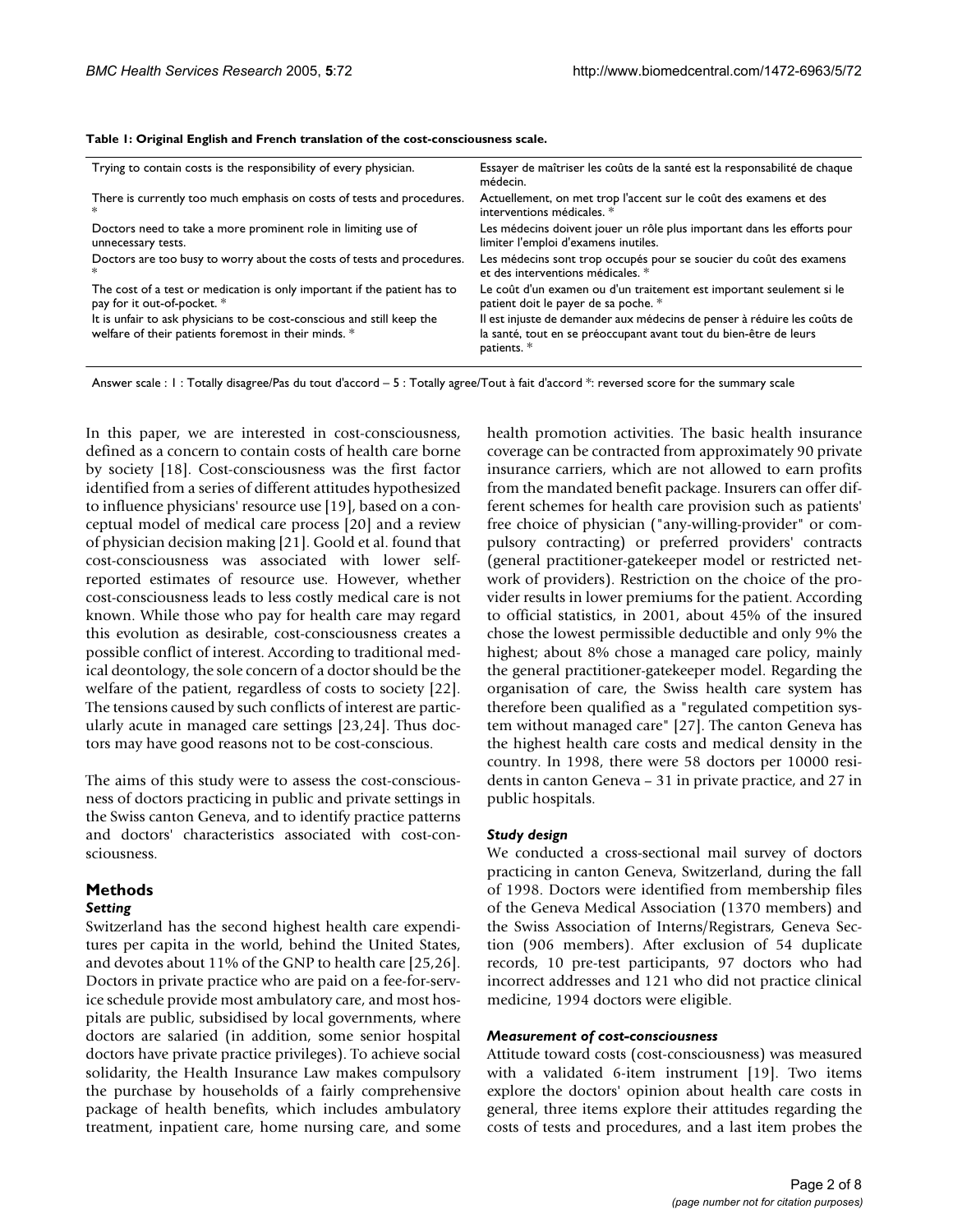**Table 1: Original English and French translation of the cost-consciousness scale.**

| | |
|---|---|
| Trying to contain costs is the responsibility of every physician. | Essayer de maîtriser les coûts de la santé est la responsabilité de chaque médecin. |
| There is currently too much emphasis on costs of tests and procedures. * | Actuellement, on met trop l'accent sur le coût des examens et des interventions médicales. * |
| Doctors need to take a more prominent role in limiting use of unnecessary tests. | Les médecins doivent jouer un rôle plus important dans les efforts pour limiter l'emploi d'examens inutiles. |
| Doctors are too busy to worry about the costs of tests and procedures. * | Les médecins sont trop occupés pour se soucier du coût des examens et des interventions médicales. * |
| The cost of a test or medication is only important if the patient has to pay for it out-of-pocket. * | Le coût d'un examen ou d'un traitement est important seulement si le patient doit le payer de sa poche. * |
| It is unfair to ask physicians to be cost-conscious and still keep the welfare of their patients foremost in their minds. * | Il est injuste de demander aux médecins de penser à réduire les coûts de la santé, tout en se préoccupant avant tout du bien-être de leurs patients. * |

Answer scale : 1 : Totally disagree/Pas du tout d'accord – 5 : Totally agree/Tout à fait d'accord *: reversed score for the summary scale

In this paper, we are interested in cost-consciousness, defined as a concern to contain costs of health care borne by society [18]. Cost-consciousness was the first factor identified from a series of different attitudes hypothesized to influence physicians' resource use [19], based on a conceptual model of medical care process [20] and a review of physician decision making [21]. Goold et al. found that cost-consciousness was associated with lower self-reported estimates of resource use. However, whether cost-consciousness leads to less costly medical care is not known. While those who pay for health care may regard this evolution as desirable, cost-consciousness creates a possible conflict of interest. According to traditional medical deontology, the sole concern of a doctor should be the welfare of the patient, regardless of costs to society [22]. The tensions caused by such conflicts of interest are particularly acute in managed care settings [23,24]. Thus doctors may have good reasons not to be cost-conscious.

The aims of this study were to assess the cost-consciousness of doctors practicing in public and private settings in the Swiss canton Geneva, and to identify practice patterns and doctors' characteristics associated with cost-consciousness.

## Methods

### *Setting*

Switzerland has the second highest health care expenditures per capita in the world, behind the United States, and devotes about 11% of the GNP to health care [25,26]. Doctors in private practice who are paid on a fee-for-service schedule provide most ambulatory care, and most hospitals are public, subsidised by local governments, where doctors are salaried (in addition, some senior hospital doctors have private practice privileges). To achieve social solidarity, the Health Insurance Law makes compulsory the purchase by households of a fairly comprehensive package of health benefits, which includes ambulatory treatment, inpatient care, home nursing care, and some health promotion activities. The basic health insurance coverage can be contracted from approximately 90 private insurance carriers, which are not allowed to earn profits from the mandated benefit package. Insurers can offer different schemes for health care provision such as patients' free choice of physician ("any-willing-provider" or compulsory contracting) or preferred providers' contracts (general practitioner-gatekeeper model or restricted network of providers). Restriction on the choice of the provider results in lower premiums for the patient. According to official statistics, in 2001, about 45% of the insured chose the lowest permissible deductible and only 9% the highest; about 8% chose a managed care policy, mainly the general practitioner-gatekeeper model. Regarding the organisation of care, the Swiss health care system has therefore been qualified as a "regulated competition system without managed care" [27]. The canton Geneva has the highest health care costs and medical density in the country. In 1998, there were 58 doctors per 10000 residents in canton Geneva – 31 in private practice, and 27 in public hospitals.

### *Study design*

We conducted a cross-sectional mail survey of doctors practicing in canton Geneva, Switzerland, during the fall of 1998. Doctors were identified from membership files of the Geneva Medical Association (1370 members) and the Swiss Association of Interns/Registrars, Geneva Section (906 members). After exclusion of 54 duplicate records, 10 pre-test participants, 97 doctors who had incorrect addresses and 121 who did not practice clinical medicine, 1994 doctors were eligible.

### *Measurement of cost-consciousness*

Attitude toward costs (cost-consciousness) was measured with a validated 6-item instrument [19]. Two items explore the doctors' opinion about health care costs in general, three items explore their attitudes regarding the costs of tests and procedures, and a last item probes the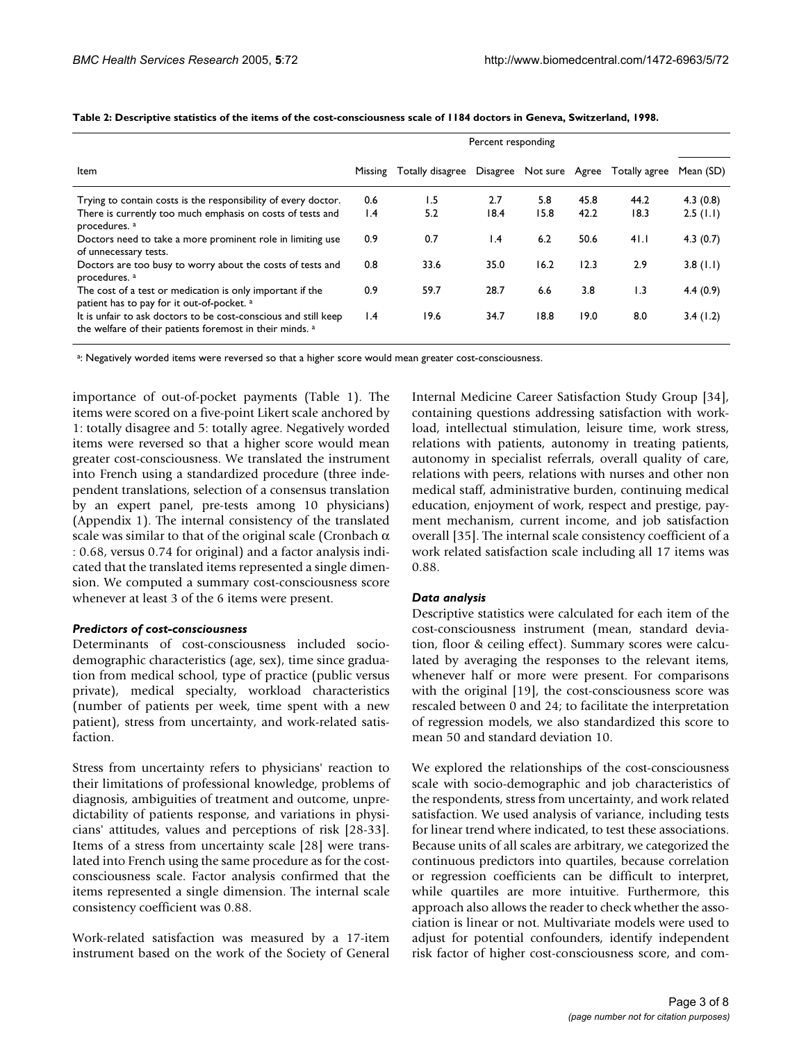**Table 2: Descriptive statistics of the items of the cost-consciousness scale of 1184 doctors in Geneva, Switzerland, 1998.**

| Item | Percent responding | | | | | | |
|---|---|---|---|---|---|---|---|
| | Missing | Totally disagree | Disagree | Not sure | Agree | Totally agree | Mean (SD) |
| Trying to contain costs is the responsibility of every doctor. | 0.6 | 1.5 | 2.7 | 5.8 | 45.8 | 44.2 | 4.3 (0.8) |
| There is currently too much emphasis on costs of tests and procedures. [a] | 1.4 | 5.2 | 18.4 | 15.8 | 42.2 | 18.3 | 2.5 (1.1) |
| Doctors need to take a more prominent role in limiting use of unnecessary tests. | 0.9 | 0.7 | 1.4 | 6.2 | 50.6 | 41.1 | 4.3 (0.7) |
| Doctors are too busy to worry about the costs of tests and procedures. [a] | 0.8 | 33.6 | 35.0 | 16.2 | 12.3 | 2.9 | 3.8 (1.1) |
| The cost of a test or medication is only important if the patient has to pay for it out-of-pocket. [a] | 0.9 | 59.7 | 28.7 | 6.6 | 3.8 | 1.3 | 4.4 (0.9) |
| It is unfair to ask doctors to be cost-conscious and still keep the welfare of their patients foremost in their minds. [a] | 1.4 | 19.6 | 34.7 | 18.8 | 19.0 | 8.0 | 3.4 (1.2) |

[a]: Negatively worded items were reversed so that a higher score would mean greater cost-consciousness.

importance of out-of-pocket payments (Table 1). The items were scored on a five-point Likert scale anchored by 1: totally disagree and 5: totally agree. Negatively worded items were reversed so that a higher score would mean greater cost-consciousness. We translated the instrument into French using a standardized procedure (three independent translations, selection of a consensus translation by an expert panel, pre-tests among 10 physicians) (Appendix 1). The internal consistency of the translated scale was similar to that of the original scale (Cronbach $\alpha$ : 0.68, versus 0.74 for original) and a factor analysis indicated that the translated items represented a single dimension. We computed a summary cost-consciousness score whenever at least 3 of the 6 items were present.

### *Predictors of cost-consciousness*

Determinants of cost-consciousness included socio-demographic characteristics (age, sex), time since graduation from medical school, type of practice (public versus private), medical specialty, workload characteristics (number of patients per week, time spent with a new patient), stress from uncertainty, and work-related satisfaction.

Stress from uncertainty refers to physicians' reaction to their limitations of professional knowledge, problems of diagnosis, ambiguities of treatment and outcome, unpredictability of patients response, and variations in physicians' attitudes, values and perceptions of risk [28-33]. Items of a stress from uncertainty scale [28] were translated into French using the same procedure as for the cost-consciousness scale. Factor analysis confirmed that the items represented a single dimension. The internal scale consistency coefficient was 0.88.

Work-related satisfaction was measured by a 17-item instrument based on the work of the Society of General Internal Medicine Career Satisfaction Study Group [34], containing questions addressing satisfaction with workload, intellectual stimulation, leisure time, work stress, relations with patients, autonomy in treating patients, autonomy in specialist referrals, overall quality of care, relations with peers, relations with nurses and other non medical staff, administrative burden, continuing medical education, enjoyment of work, respect and prestige, payment mechanism, current income, and job satisfaction overall [35]. The internal scale consistency coefficient of a work related satisfaction scale including all 17 items was 0.88.

### *Data analysis*

Descriptive statistics were calculated for each item of the cost-consciousness instrument (mean, standard deviation, floor & ceiling effect). Summary scores were calculated by averaging the responses to the relevant items, whenever half or more were present. For comparisons with the original [19], the cost-consciousness score was rescaled between 0 and 24; to facilitate the interpretation of regression models, we also standardized this score to mean 50 and standard deviation 10.

We explored the relationships of the cost-consciousness scale with socio-demographic and job characteristics of the respondents, stress from uncertainty, and work related satisfaction. We used analysis of variance, including tests for linear trend where indicated, to test these associations. Because units of all scales are arbitrary, we categorized the continuous predictors into quartiles, because correlation or regression coefficients can be difficult to interpret, while quartiles are more intuitive. Furthermore, this approach also allows the reader to check whether the association is linear or not. Multivariate models were used to adjust for potential confounders, identify independent risk factor of higher cost-consciousness score, and com-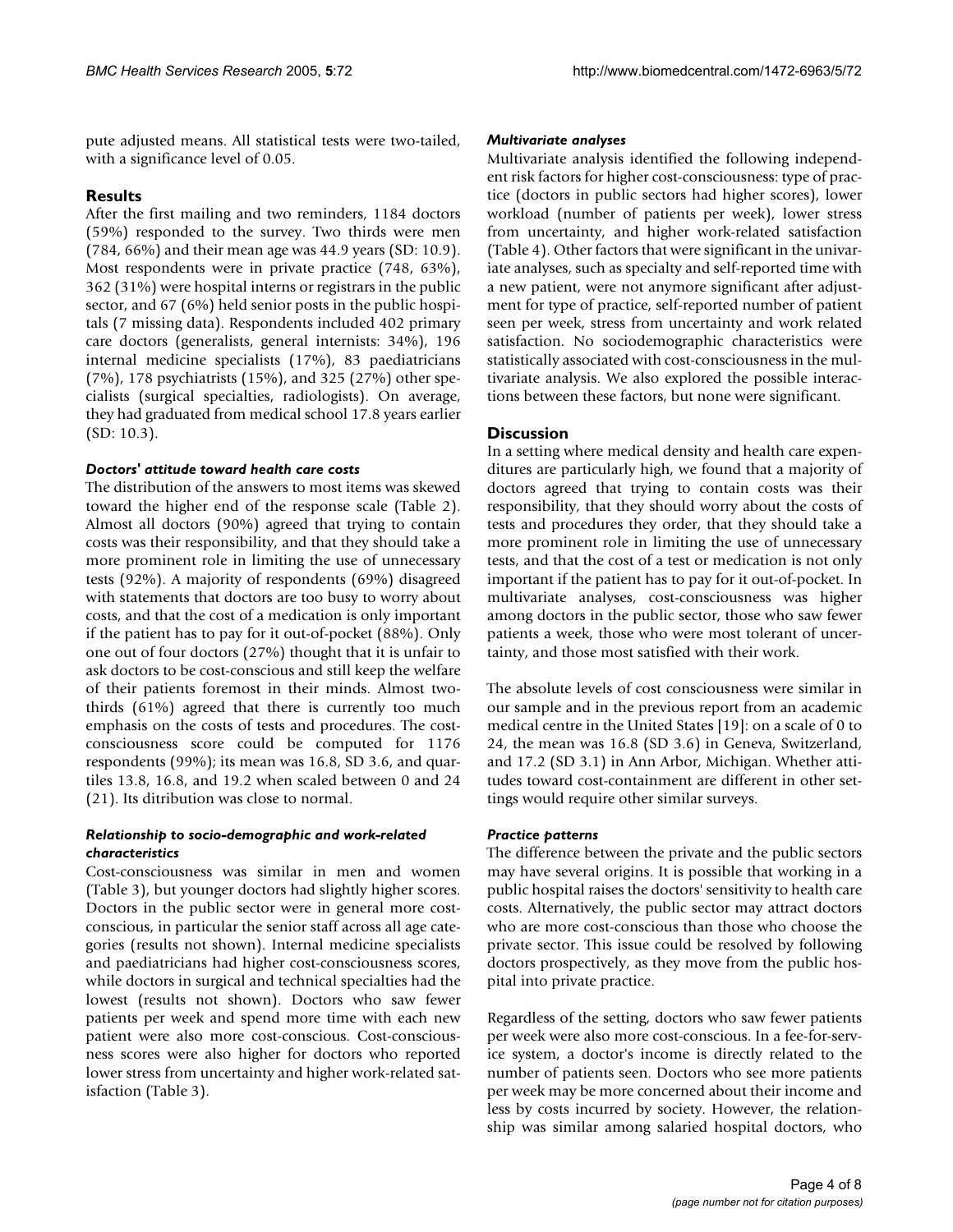pute adjusted means. All statistical tests were two-tailed, with a significance level of 0.05.

## Results

After the first mailing and two reminders, 1184 doctors (59%) responded to the survey. Two thirds were men (784, 66%) and their mean age was 44.9 years (SD: 10.9). Most respondents were in private practice (748, 63%), 362 (31%) were hospital interns or registrars in the public sector, and 67 (6%) held senior posts in the public hospitals (7 missing data). Respondents included 402 primary care doctors (generalists, general internists: 34%), 196 internal medicine specialists (17%), 83 paediatricians (7%), 178 psychiatrists (15%), and 325 (27%) other specialists (surgical specialties, radiologists). On average, they had graduated from medical school 17.8 years earlier (SD: 10.3).

### *Doctors' attitude toward health care costs*

The distribution of the answers to most items was skewed toward the higher end of the response scale (Table 2). Almost all doctors (90%) agreed that trying to contain costs was their responsibility, and that they should take a more prominent role in limiting the use of unnecessary tests (92%). A majority of respondents (69%) disagreed with statements that doctors are too busy to worry about costs, and that the cost of a medication is only important if the patient has to pay for it out-of-pocket (88%). Only one out of four doctors (27%) thought that it is unfair to ask doctors to be cost-conscious and still keep the welfare of their patients foremost in their minds. Almost two-thirds (61%) agreed that there is currently too much emphasis on the costs of tests and procedures. The cost-consciousness score could be computed for 1176 respondents (99%); its mean was 16.8, SD 3.6, and quartiles 13.8, 16.8, and 19.2 when scaled between 0 and 24 (21). Its ditribution was close to normal.

### *Relationship to socio-demographic and work-related characteristics*

Cost-consciousness was similar in men and women (Table 3), but younger doctors had slightly higher scores. Doctors in the public sector were in general more cost-conscious, in particular the senior staff across all age categories (results not shown). Internal medicine specialists and paediatricians had higher cost-consciousness scores, while doctors in surgical and technical specialties had the lowest (results not shown). Doctors who saw fewer patients per week and spend more time with each new patient were also more cost-conscious. Cost-consciousness scores were also higher for doctors who reported lower stress from uncertainty and higher work-related satisfaction (Table 3).

### *Multivariate analyses*

Multivariate analysis identified the following independent risk factors for higher cost-consciousness: type of practice (doctors in public sectors had higher scores), lower workload (number of patients per week), lower stress from uncertainty, and higher work-related satisfaction (Table 4). Other factors that were significant in the univariate analyses, such as specialty and self-reported time with a new patient, were not anymore significant after adjustment for type of practice, self-reported number of patient seen per week, stress from uncertainty and work related satisfaction. No sociodemographic characteristics were statistically associated with cost-consciousness in the multivariate analysis. We also explored the possible interactions between these factors, but none were significant.

## Discussion

In a setting where medical density and health care expenditures are particularly high, we found that a majority of doctors agreed that trying to contain costs was their responsibility, that they should worry about the costs of tests and procedures they order, that they should take a more prominent role in limiting the use of unnecessary tests, and that the cost of a test or medication is not only important if the patient has to pay for it out-of-pocket. In multivariate analyses, cost-consciousness was higher among doctors in the public sector, those who saw fewer patients a week, those who were most tolerant of uncertainty, and those most satisfied with their work.

The absolute levels of cost consciousness were similar in our sample and in the previous report from an academic medical centre in the United States [19]: on a scale of 0 to 24, the mean was 16.8 (SD 3.6) in Geneva, Switzerland, and 17.2 (SD 3.1) in Ann Arbor, Michigan. Whether attitudes toward cost-containment are different in other settings would require other similar surveys.

### *Practice patterns*

The difference between the private and the public sectors may have several origins. It is possible that working in a public hospital raises the doctors' sensitivity to health care costs. Alternatively, the public sector may attract doctors who are more cost-conscious than those who choose the private sector. This issue could be resolved by following doctors prospectively, as they move from the public hospital into private practice.

Regardless of the setting, doctors who saw fewer patients per week were also more cost-conscious. In a fee-for-service system, a doctor's income is directly related to the number of patients seen. Doctors who see more patients per week may be more concerned about their income and less by costs incurred by society. However, the relationship was similar among salaried hospital doctors, who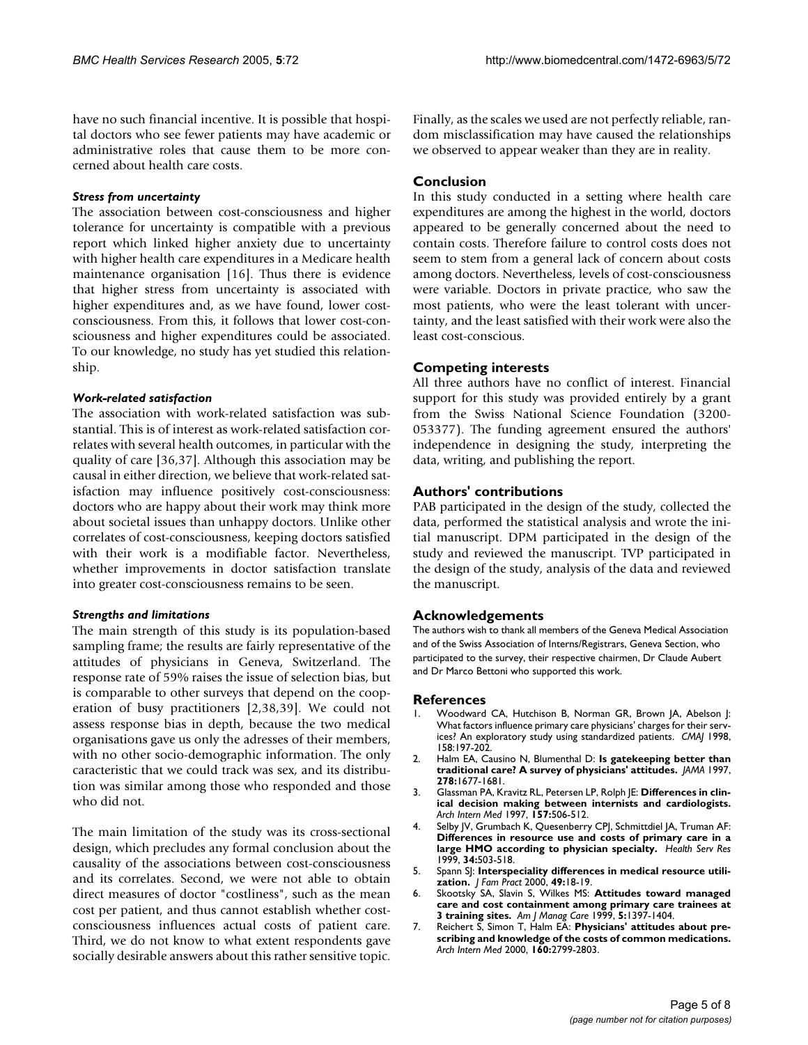have no such financial incentive. It is possible that hospital doctors who see fewer patients may have academic or administrative roles that cause them to be more concerned about health care costs.

#### *Stress from uncertainty*

The association between cost-consciousness and higher tolerance for uncertainty is compatible with a previous report which linked higher anxiety due to uncertainty with higher health care expenditures in a Medicare health maintenance organisation [16]. Thus there is evidence that higher stress from uncertainty is associated with higher expenditures and, as we have found, lower cost-consciousness. From this, it follows that lower cost-consciousness and higher expenditures could be associated. To our knowledge, no study has yet studied this relationship.

#### *Work-related satisfaction*

The association with work-related satisfaction was substantial. This is of interest as work-related satisfaction correlates with several health outcomes, in particular with the quality of care [36,37]. Although this association may be causal in either direction, we believe that work-related satisfaction may influence positively cost-consciousness: doctors who are happy about their work may think more about societal issues than unhappy doctors. Unlike other correlates of cost-consciousness, keeping doctors satisfied with their work is a modifiable factor. Nevertheless, whether improvements in doctor satisfaction translate into greater cost-consciousness remains to be seen.

#### *Strengths and limitations*

The main strength of this study is its population-based sampling frame; the results are fairly representative of the attitudes of physicians in Geneva, Switzerland. The response rate of 59% raises the issue of selection bias, but is comparable to other surveys that depend on the cooperation of busy practitioners [2,38,39]. We could not assess response bias in depth, because the two medical organisations gave us only the adresses of their members, with no other socio-demographic information. The only caracteristic that we could track was sex, and its distribution was similar among those who responded and those who did not.

The main limitation of the study was its cross-sectional design, which precludes any formal conclusion about the causality of the associations between cost-consciousness and its correlates. Second, we were not able to obtain direct measures of doctor "costliness", such as the mean cost per patient, and thus cannot establish whether cost-consciousness influences actual costs of patient care. Third, we do not know to what extent respondents gave socially desirable answers about this rather sensitive topic. Finally, as the scales we used are not perfectly reliable, random misclassification may have caused the relationships we observed to appear weaker than they are in reality.

## Conclusion

In this study conducted in a setting where health care expenditures are among the highest in the world, doctors appeared to be generally concerned about the need to contain costs. Therefore failure to control costs does not seem to stem from a general lack of concern about costs among doctors. Nevertheless, levels of cost-consciousness were variable. Doctors in private practice, who saw the most patients, who were the least tolerant with uncertainty, and the least satisfied with their work were also the least cost-conscious.

## Competing interests

All three authors have no conflict of interest. Financial support for this study was provided entirely by a grant from the Swiss National Science Foundation (3200-053377). The funding agreement ensured the authors' independence in designing the study, interpreting the data, writing, and publishing the report.

## Authors' contributions

PAB participated in the design of the study, collected the data, performed the statistical analysis and wrote the initial manuscript. DPM participated in the design of the study and reviewed the manuscript. TVP participated in the design of the study, analysis of the data and reviewed the manuscript.

## Acknowledgements

The authors wish to thank all members of the Geneva Medical Association and of the Swiss Association of Interns/Registrars, Geneva Section, who participated to the survey, their respective chairmen, Dr Claude Aubert and Dr Marco Bettoni who supported this work.

## References

1. Woodward CA, Hutchison B, Norman GR, Brown JA, Abelson J: What factors influence primary care physicians' charges for their services? An exploratory study using standardized patients. *CMAJ* 1998, 158:197-202.
2. Halm EA, Causino N, Blumenthal D: **Is gatekeeping better than traditional care? A survey of physicians' attitudes.** *JAMA* 1997, **278:**1677-1681.
3. Glassman PA, Kravitz RL, Petersen LP, Rolph JE: **Differences in clinical decision making between internists and cardiologists.** *Arch Intern Med* 1997, **157:**506-512.
4. Selby JV, Grumbach K, Quesenberry CPJ, Schmittdiel JA, Truman AF: **Differences in resource use and costs of primary care in a large HMO according to physician specialty.** *Health Serv Res* 1999, **34:**503-518.
5. Spann SJ: **Interspeciality differences in medical resource utilization.** *J Fam Pract* 2000, **49:**18-19.
6. Skootsky SA, Slavin S, Wilkes MS: **Attitudes toward managed care and cost containment among primary care trainees at 3 training sites.** *Am J Manag Care* 1999, **5:**1397-1404.
7. Reichert S, Simon T, Halm EA: **Physicians' attitudes about prescribing and knowledge of the costs of common medications.** *Arch Intern Med* 2000, **160:**2799-2803.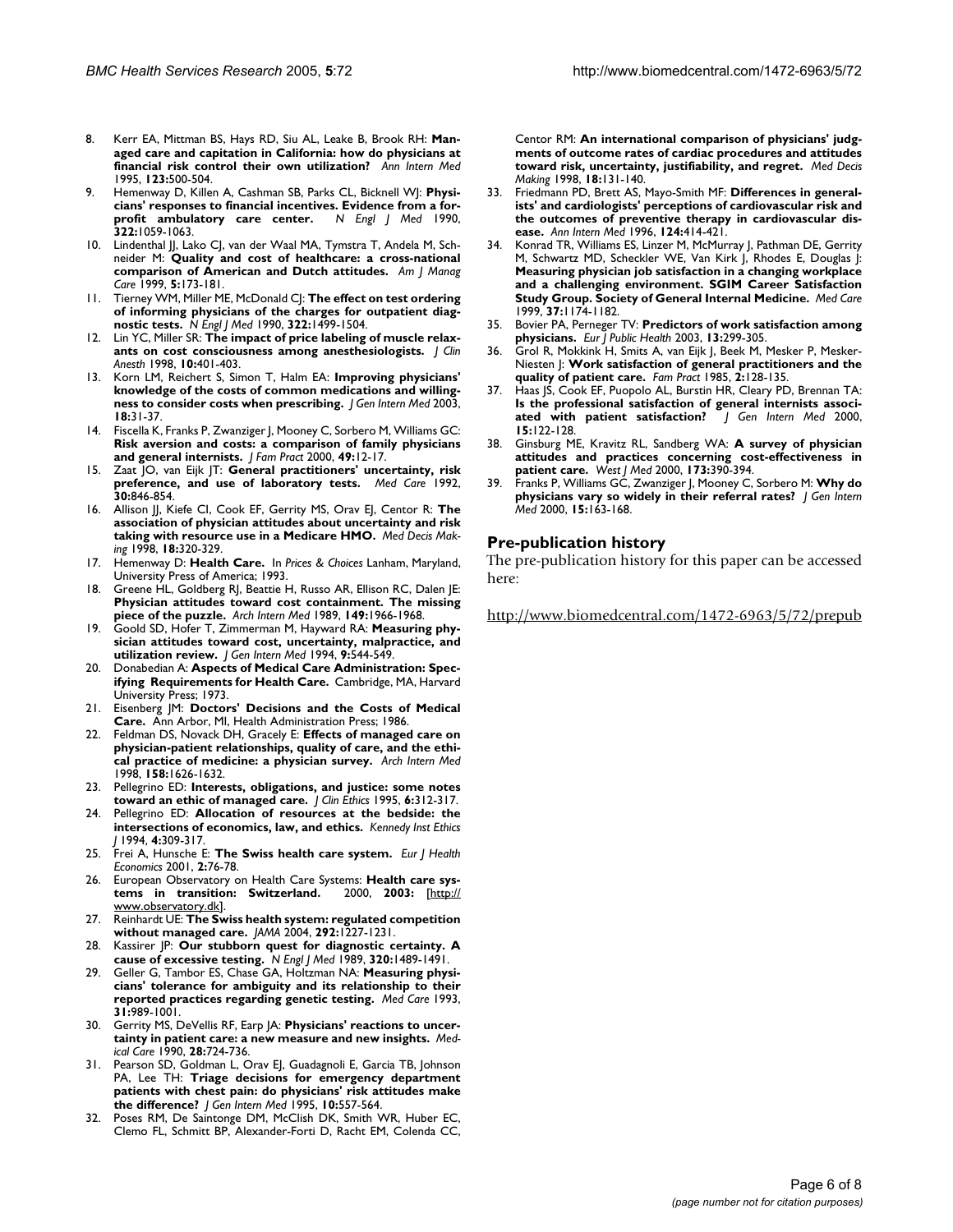8. Kerr EA, Mittman BS, Hays RD, Siu AL, Leake B, Brook RH: **Managed care and capitation in California: how do physicians at financial risk control their own utilization?** *Ann Intern Med* 1995, **123:**500-504.
9. Hemenway D, Killen A, Cashman SB, Parks CL, Bicknell WJ: **Physicians' responses to financial incentives. Evidence from a for-profit ambulatory care center.** *N Engl J Med* 1990, **322:**1059-1063.
10. Lindenthal JJ, Lako CJ, van der Waal MA, Tymstra T, Andela M, Schneider M: **Quality and cost of healthcare: a cross-national comparison of American and Dutch attitudes.** *Am J Manag Care* 1999, **5:**173-181.
11. Tierney WM, Miller ME, McDonald CJ: **The effect on test ordering of informing physicians of the charges for outpatient diagnostic tests.** *N Engl J Med* 1990, **322:**1499-1504.
12. Lin YC, Miller SR: **The impact of price labeling of muscle relaxants on cost consciousness among anesthesiologists.** *J Clin Anesth* 1998, **10:**401-403.
13. Korn LM, Reichert S, Simon T, Halm EA: **Improving physicians' knowledge of the costs of common medications and willingness to consider costs when prescribing.** *J Gen Intern Med* 2003, **18:**31-37.
14. Fiscella K, Franks P, Zwanziger J, Mooney C, Sorbero M, Williams GC: **Risk aversion and costs: a comparison of family physicians and general internists.** *J Fam Pract* 2000, **49:**12-17.
15. Zaat JO, van Eijk JT: **General practitioners' uncertainty, risk preference, and use of laboratory tests.** *Med Care* 1992, **30:**846-854.
16. Allison JJ, Kiefe CI, Cook EF, Gerrity MS, Orav EJ, Centor R: **The association of physician attitudes about uncertainty and risk taking with resource use in a Medicare HMO.** *Med Decis Making* 1998, **18:**320-329.
17. Hemenway D: **Health Care.** In *Prices & Choices* Lanham, Maryland, University Press of America; 1993.
18. Greene HL, Goldberg RJ, Beattie H, Russo AR, Ellison RC, Dalen JE: **Physician attitudes toward cost containment. The missing piece of the puzzle.** *Arch Intern Med* 1989, **149:**1966-1968.
19. Goold SD, Hofer T, Zimmerman M, Hayward RA: **Measuring physician attitudes toward cost, uncertainty, malpractice, and utilization review.** *J Gen Intern Med* 1994, **9:**544-549.
20. Donabedian A: **Aspects of Medical Care Administration: Specifying Requirements for Health Care.** Cambridge, MA, Harvard University Press; 1973.
21. Eisenberg JM: **Doctors' Decisions and the Costs of Medical Care.** Ann Arbor, MI, Health Administration Press; 1986.
22. Feldman DS, Novack DH, Gracely E: **Effects of managed care on physician-patient relationships, quality of care, and the ethical practice of medicine: a physician survey.** *Arch Intern Med* 1998, **158:**1626-1632.
23. Pellegrino ED: **Interests, obligations, and justice: some notes toward an ethic of managed care.** *J Clin Ethics* 1995, **6:**312-317.
24. Pellegrino ED: **Allocation of resources at the bedside: the intersections of economics, law, and ethics.** *Kennedy Inst Ethics J* 1994, **4:**309-317.
25. Frei A, Hunsche E: **The Swiss health care system.** *Eur J Health Economics* 2001, **2:**76-78.
26. European Observatory on Health Care Systems: **Health care systems in transition: Switzerland.** 2000, **2003:** [http://www.observatory.dk].
27. Reinhardt UE: **The Swiss health system: regulated competition without managed care.** *JAMA* 2004, **292:**1227-1231.
28. Kassirer JP: **Our stubborn quest for diagnostic certainty. A cause of excessive testing.** *N Engl J Med* 1989, **320:**1489-1491.
29. Geller G, Tambor ES, Chase GA, Holtzman NA: **Measuring physicians' tolerance for ambiguity and its relationship to their reported practices regarding genetic testing.** *Med Care* 1993, **31:**989-1001.
30. Gerrity MS, DeVellis RF, Earp JA: **Physicians' reactions to uncertainty in patient care: a new measure and new insights.** *Medical Care* 1990, **28:**724-736.
31. Pearson SD, Goldman L, Orav EJ, Guadagnoli E, Garcia TB, Johnson PA, Lee TH: **Triage decisions for emergency department patients with chest pain: do physicians' risk attitudes make the difference?** *J Gen Intern Med* 1995, **10:**557-564.
32. Poses RM, De Saintonge DM, McClish DK, Smith WR, Huber EC, Clemo FL, Schmitt BP, Alexander-Forti D, Racht EM, Colenda CC, Centor RM: **An international comparison of physicians' judgments of outcome rates of cardiac procedures and attitudes toward risk, uncertainty, justifiability, and regret.** *Med Decis Making* 1998, **18:**131-140.
33. Friedmann PD, Brett AS, Mayo-Smith MF: **Differences in generalists' and cardiologists' perceptions of cardiovascular risk and the outcomes of preventive therapy in cardiovascular disease.** *Ann Intern Med* 1996, **124:**414-421.
34. Konrad TR, Williams ES, Linzer M, McMurray J, Pathman DE, Gerrity M, Schwartz MD, Scheckler WE, Van Kirk J, Rhodes E, Douglas J: **Measuring physician job satisfaction in a changing workplace and a challenging environment. SGIM Career Satisfaction Study Group. Society of General Internal Medicine.** *Med Care* 1999, **37:**1174-1182.
35. Bovier PA, Perneger TV: **Predictors of work satisfaction among physicians.** *Eur J Public Health* 2003, **13:**299-305.
36. Grol R, Mokkink H, Smits A, van Eijk J, Beek M, Mesker P, Mesker-Niesten J: **Work satisfaction of general practitioners and the quality of patient care.** *Fam Pract* 1985, **2:**128-135.
37. Haas JS, Cook EF, Puopolo AL, Burstin HR, Cleary PD, Brennan TA: **Is the professional satisfaction of general internists associated with patient satisfaction?** *J Gen Intern Med* 2000, **15:**122-128.
38. Ginsburg ME, Kravitz RL, Sandberg WA: **A survey of physician attitudes and practices concerning cost-effectiveness in patient care.** *West J Med* 2000, **173:**390-394.
39. Franks P, Williams GC, Zwanziger J, Mooney C, Sorbero M: **Why do physicians vary so widely in their referral rates?** *J Gen Intern Med* 2000, **15:**163-168.

## Pre-publication history

The pre-publication history for this paper can be accessed here:

http://www.biomedcentral.com/1472-6963/5/72/prepub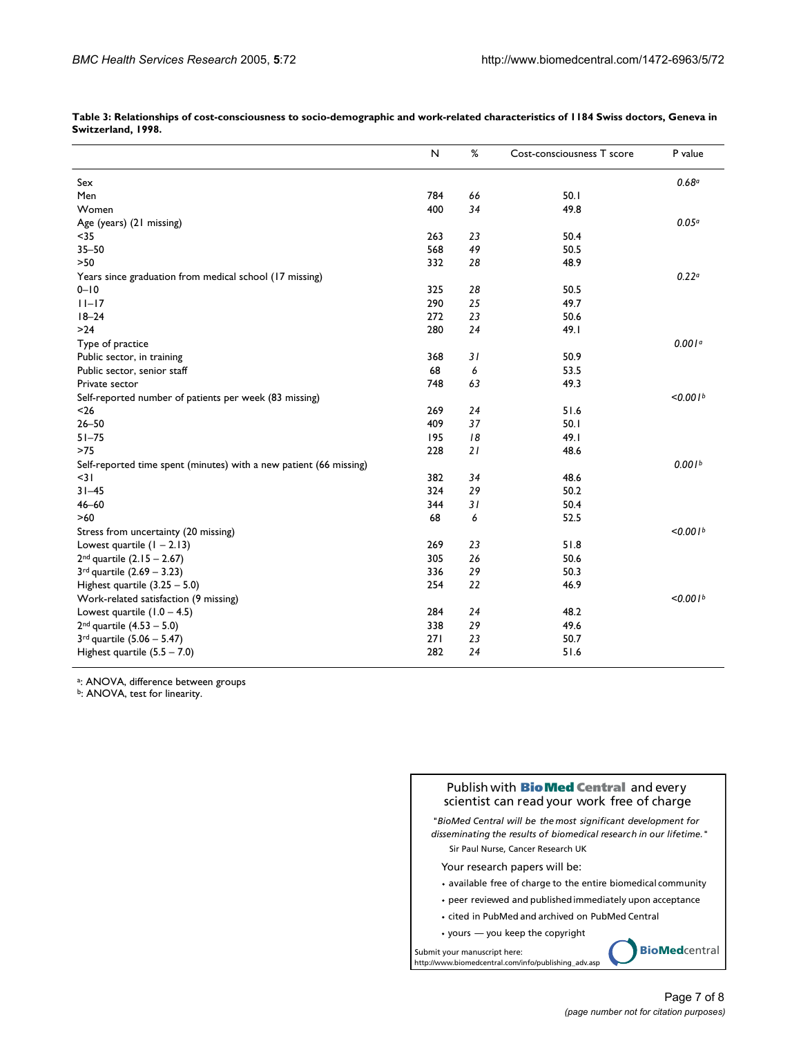**Table 3: Relationships of cost-consciousness to socio-demographic and work-related characteristics of 1184 Swiss doctors, Geneva in Switzerland, 1998.**

| | N | % | Cost-consciousness T score | P value |
|---|---|---|---|---|
| Sex | | | | *0.68*[a] |
| Men | 784 | *66* | 50.1 | |
| Women | 400 | *34* | 49.8 | |
| Age (years) (21 missing) | | | | *0.05*[a] |
| <35 | 263 | *23* | 50.4 | |
| 35–50 | 568 | *49* | 50.5 | |
| >50 | 332 | *28* | 48.9 | |
| Years since graduation from medical school (17 missing) | | | | *0.22*[a] |
| 0–10 | 325 | *28* | 50.5 | |
| 11–17 | 290 | *25* | 49.7 | |
| 18–24 | 272 | *23* | 50.6 | |
| >24 | 280 | *24* | 49.1 | |
| Type of practice | | | | *0.001*[a] |
| Public sector, in training | 368 | *31* | 50.9 | |
| Public sector, senior staff | 68 | *6* | 53.5 | |
| Private sector | 748 | *63* | 49.3 | |
| Self-reported number of patients per week (83 missing) | | | | *<0.001*[b] |
| <26 | 269 | *24* | 51.6 | |
| 26–50 | 409 | *37* | 50.1 | |
| 51–75 | 195 | *18* | 49.1 | |
| >75 | 228 | *21* | 48.6 | |
| Self-reported time spent (minutes) with a new patient (66 missing) | | | | *0.001*[b] |
| <31 | 382 | *34* | 48.6 | |
| 31–45 | 324 | *29* | 50.2 | |
| 46–60 | 344 | *31* | 50.4 | |
| >60 | 68 | *6* | 52.5 | |
| Stress from uncertainty (20 missing) | | | | *<0.001*[b] |
| Lowest quartile (1 – 2.13) | 269 | *23* | 51.8 | |
| 2nd quartile (2.15 – 2.67) | 305 | *26* | 50.6 | |
| 3rd quartile (2.69 – 3.23) | 336 | *29* | 50.3 | |
| Highest quartile (3.25 – 5.0) | 254 | *22* | 46.9 | |
| Work-related satisfaction (9 missing) | | | | *<0.001*[b] |
| Lowest quartile (1.0 – 4.5) | 284 | *24* | 48.2 | |
| 2nd quartile (4.53 – 5.0) | 338 | *29* | 49.6 | |
| 3rd quartile (5.06 – 5.47) | 271 | *23* | 50.7 | |
| Highest quartile (5.5 – 7.0) | 282 | *24* | 51.6 | |

[a]: ANOVA, difference between groups
[b]: ANOVA, test for linearity.

Publish with **BioMed Central** and every scientist can read your work free of charge

*"BioMed Central will be the most significant development for disseminating the results of biomedical research in our lifetime."*

Sir Paul Nurse, Cancer Research UK

Your research papers will be:

- available free of charge to the entire biomedical community
- peer reviewed and published immediately upon acceptance
- cited in PubMed and archived on PubMed Central
- yours — you keep the copyright

Submit your manuscript here:
http://www.biomedcentral.com/info/publishing_adv.asp

BioMedcentral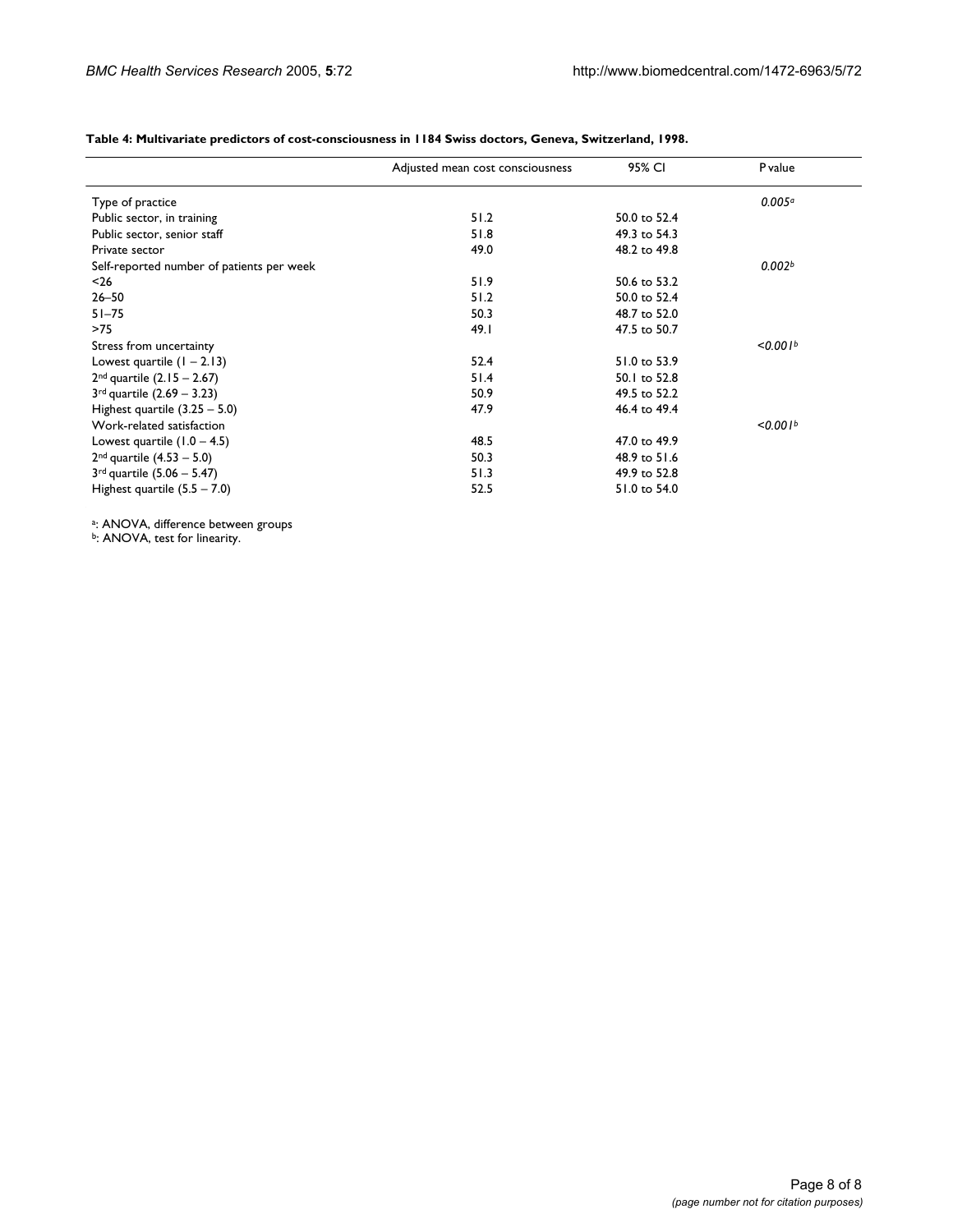**Table 4: Multivariate predictors of cost-consciousness in 1184 Swiss doctors, Geneva, Switzerland, 1998.**

| | Adjusted mean cost consciousness | 95% CI | P value |
|---|---|---|---|
| Type of practice | | | *0.005*[a] |
| Public sector, in training | 51.2 | 50.0 to 52.4 | |
| Public sector, senior staff | 51.8 | 49.3 to 54.3 | |
| Private sector | 49.0 | 48.2 to 49.8 | |
| Self-reported number of patients per week | | | *0.002*[b] |
| <26 | 51.9 | 50.6 to 53.2 | |
| 26–50 | 51.2 | 50.0 to 52.4 | |
| 51–75 | 50.3 | 48.7 to 52.0 | |
| >75 | 49.1 | 47.5 to 50.7 | |
| Stress from uncertainty | | | *<0.001*[b] |
| Lowest quartile (1 – 2.13) | 52.4 | 51.0 to 53.9 | |
| 2nd quartile (2.15 – 2.67) | 51.4 | 50.1 to 52.8 | |
| 3rd quartile (2.69 – 3.23) | 50.9 | 49.5 to 52.2 | |
| Highest quartile (3.25 – 5.0) | 47.9 | 46.4 to 49.4 | |
| Work-related satisfaction | | | *<0.001*[b] |
| Lowest quartile (1.0 – 4.5) | 48.5 | 47.0 to 49.9 | |
| 2nd quartile (4.53 – 5.0) | 50.3 | 48.9 to 51.6 | |
| 3rd quartile (5.06 – 5.47) | 51.3 | 49.9 to 52.8 | |
| Highest quartile (5.5 – 7.0) | 52.5 | 51.0 to 54.0 | |

[a]: ANOVA, difference between groups
[b]: ANOVA, test for linearity.